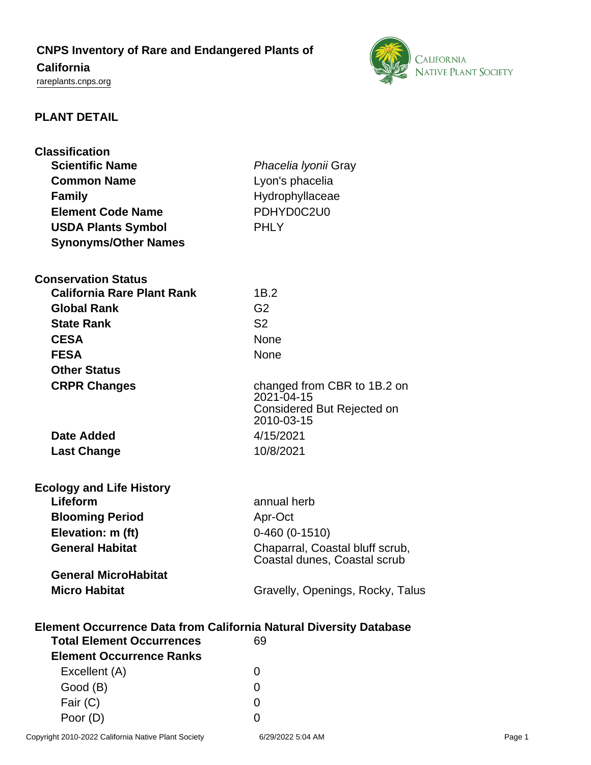# CNPS Inventory of Rare and Endangered Plants of California

rareplants.cnps.org

## PLANT DETAIL

### Classification

| | |
|---|---|
| **Scientific Name** | *Phacelia lyonii* Gray |
| **Common Name** | Lyon's phacelia |
| **Family** | Hydrophyllaceae |
| **Element Code Name** | PDHYD0C2U0 |
| **USDA Plants Symbol** | PHLY |
| **Synonyms/Other Names** | |

### Conservation Status

| | |
|---|---|
| **California Rare Plant Rank** | 1B.2 |
| **Global Rank** | G2 |
| **State Rank** | S2 |
| **CESA** | None |
| **FESA** | None |
| **Other Status** | |
| **CRPR Changes** | changed from CBR to 1B.2 on 2021-04-15<br>Considered But Rejected on 2010-03-15 |
| **Date Added** | 4/15/2021 |
| **Last Change** | 10/8/2021 |

### Ecology and Life History

| | |
|---|---|
| **Lifeform** | annual herb |
| **Blooming Period** | Apr-Oct |
| **Elevation: m (ft)** | 0-460 (0-1510) |
| **General Habitat** | Chaparral, Coastal bluff scrub, Coastal dunes, Coastal scrub |
| **General MicroHabitat** | |
| **Micro Habitat** | Gravelly, Openings, Rocky, Talus |

### Element Occurrence Data from California Natural Diversity Database

| | |
|---|---|
| **Total Element Occurrences** | 69 |
| **Element Occurrence Ranks** | |
| Excellent (A) | 0 |
| Good (B) | 0 |
| Fair (C) | 0 |
| Poor (D) | 0 |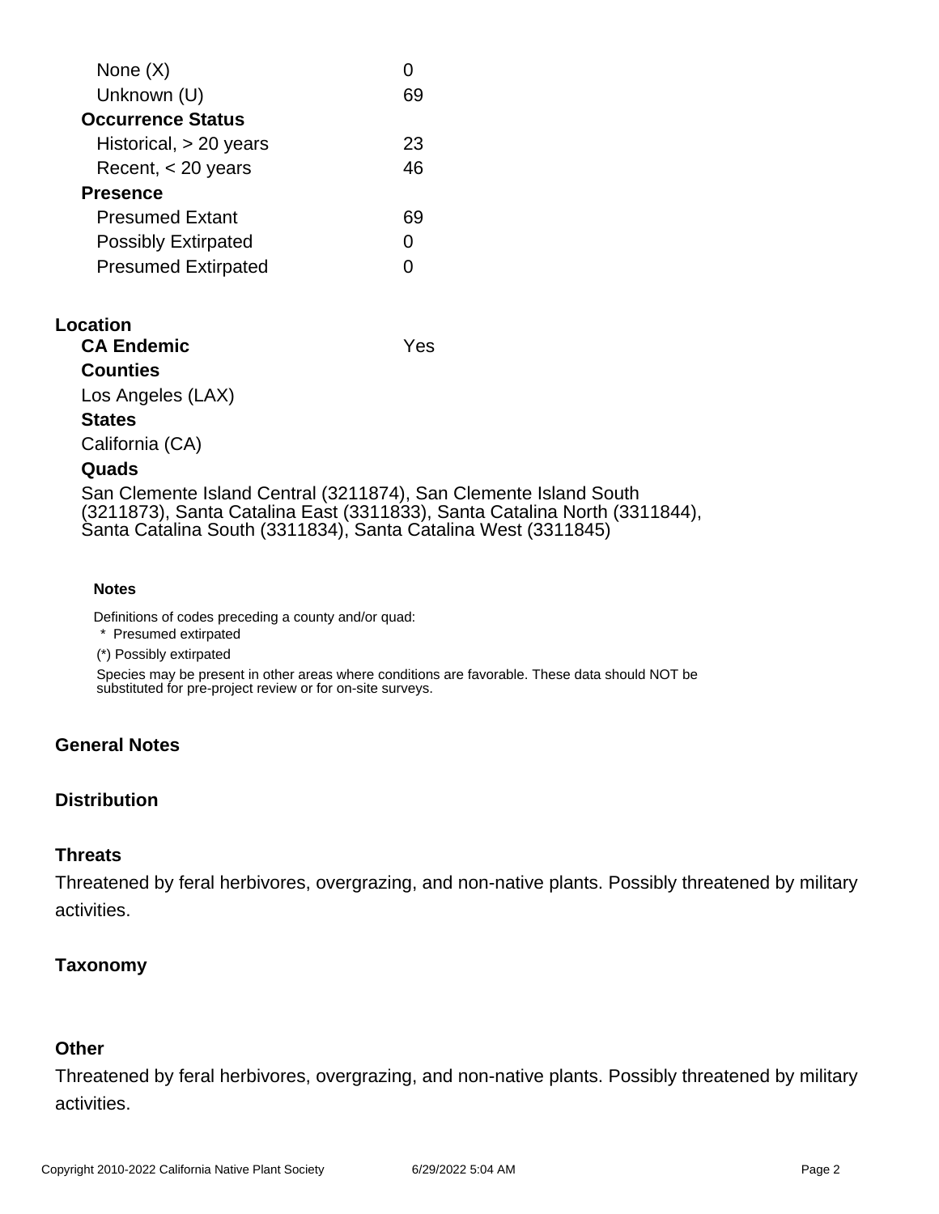| | |
|---|---|
| None (X) | 0 |
| Unknown (U) | 69 |
| **Occurrence Status** | |
| Historical, > 20 years | 23 |
| Recent, < 20 years | 46 |
| **Presence** | |
| Presumed Extant | 69 |
| Possibly Extirpated | 0 |
| Presumed Extirpated | 0 |

### Location

**CA Endemic** Yes

**Counties**

Los Angeles (LAX)

**States**

California (CA)

**Quads**

San Clemente Island Central (3211874), San Clemente Island South (3211873), Santa Catalina East (3311833), Santa Catalina North (3311844), Santa Catalina South (3311834), Santa Catalina West (3311845)

**Notes**

Definitions of codes preceding a county and/or quad:

\* Presumed extirpated

(*) Possibly extirpated

Species may be present in other areas where conditions are favorable. These data should NOT be substituted for pre-project review or for on-site surveys.

### General Notes

### Distribution

### Threats

Threatened by feral herbivores, overgrazing, and non-native plants. Possibly threatened by military activities.

### Taxonomy

### Other

Threatened by feral herbivores, overgrazing, and non-native plants. Possibly threatened by military activities.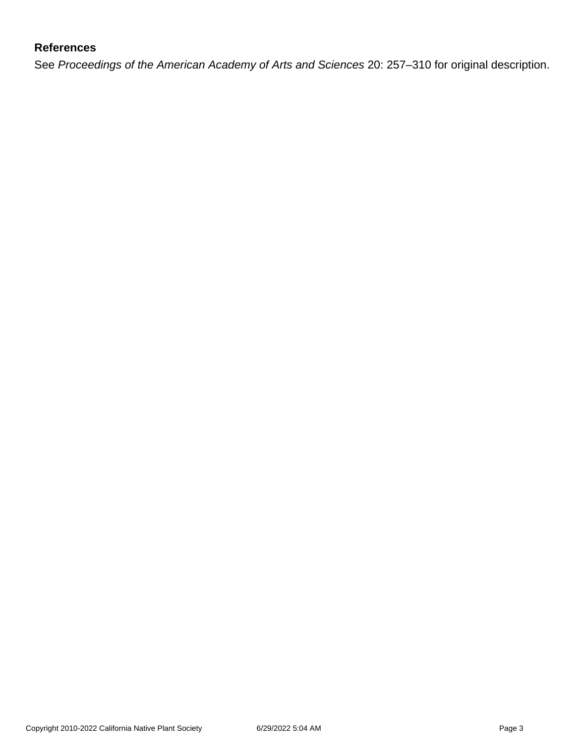### References

See *Proceedings of the American Academy of Arts and Sciences* 20: 257–310 for original description.